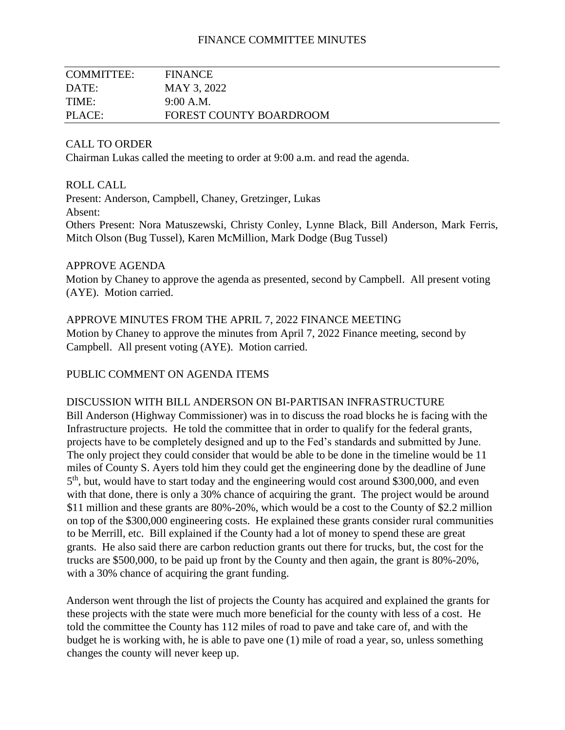FINANCE COMMITTEE MINUTES

| COMMITTEE: | FINANCE |
|---|---|
| DATE: | MAY 3, 2022 |
| TIME: | 9:00 A.M. |
| PLACE: | FOREST COUNTY BOARDROOM |

CALL TO ORDER

Chairman Lukas called the meeting to order at 9:00 a.m. and read the agenda.

ROLL CALL

Present: Anderson, Campbell, Chaney, Gretzinger, Lukas

Absent:

Others Present: Nora Matuszewski, Christy Conley, Lynne Black, Bill Anderson, Mark Ferris, Mitch Olson (Bug Tussel), Karen McMillion, Mark Dodge (Bug Tussel)

APPROVE AGENDA

Motion by Chaney to approve the agenda as presented, second by Campbell. All present voting (AYE). Motion carried.

APPROVE MINUTES FROM THE APRIL 7, 2022 FINANCE MEETING

Motion by Chaney to approve the minutes from April 7, 2022 Finance meeting, second by Campbell. All present voting (AYE). Motion carried.

PUBLIC COMMENT ON AGENDA ITEMS

DISCUSSION WITH BILL ANDERSON ON BI-PARTISAN INFRASTRUCTURE

Bill Anderson (Highway Commissioner) was in to discuss the road blocks he is facing with the Infrastructure projects. He told the committee that in order to qualify for the federal grants, projects have to be completely designed and up to the Fed's standards and submitted by June. The only project they could consider that would be able to be done in the timeline would be 11 miles of County S. Ayers told him they could get the engineering done by the deadline of June 5th, but, would have to start today and the engineering would cost around $300,000, and even with that done, there is only a 30% chance of acquiring the grant. The project would be around $11 million and these grants are 80%-20%, which would be a cost to the County of $2.2 million on top of the $300,000 engineering costs. He explained these grants consider rural communities to be Merrill, etc. Bill explained if the County had a lot of money to spend these are great grants. He also said there are carbon reduction grants out there for trucks, but, the cost for the trucks are $500,000, to be paid up front by the County and then again, the grant is 80%-20%, with a 30% chance of acquiring the grant funding.

Anderson went through the list of projects the County has acquired and explained the grants for these projects with the state were much more beneficial for the county with less of a cost. He told the committee the County has 112 miles of road to pave and take care of, and with the budget he is working with, he is able to pave one (1) mile of road a year, so, unless something changes the county will never keep up.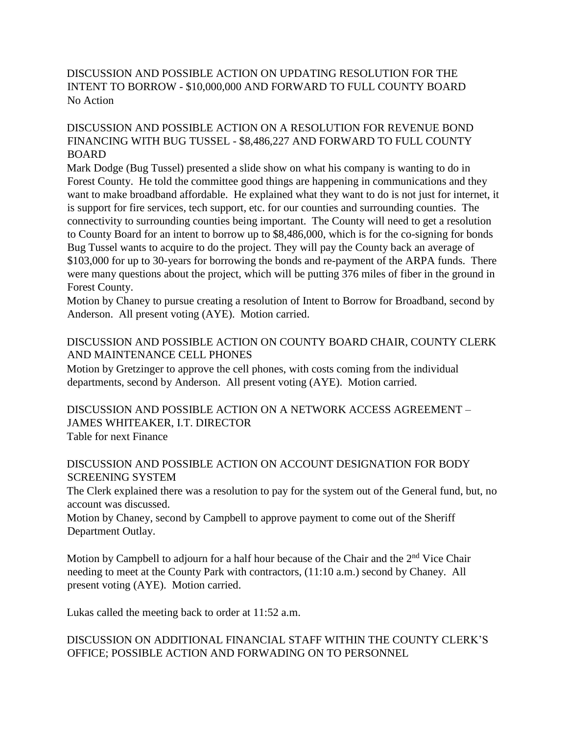DISCUSSION AND POSSIBLE ACTION ON UPDATING RESOLUTION FOR THE INTENT TO BORROW - $10,000,000 AND FORWARD TO FULL COUNTY BOARD

No Action

DISCUSSION AND POSSIBLE ACTION ON A RESOLUTION FOR REVENUE BOND FINANCING WITH BUG TUSSEL - $8,486,227 AND FORWARD TO FULL COUNTY BOARD

Mark Dodge (Bug Tussel) presented a slide show on what his company is wanting to do in Forest County. He told the committee good things are happening in communications and they want to make broadband affordable. He explained what they want to do is not just for internet, it is support for fire services, tech support, etc. for our counties and surrounding counties. The connectivity to surrounding counties being important. The County will need to get a resolution to County Board for an intent to borrow up to $8,486,000, which is for the co-signing for bonds Bug Tussel wants to acquire to do the project. They will pay the County back an average of $103,000 for up to 30-years for borrowing the bonds and re-payment of the ARPA funds. There were many questions about the project, which will be putting 376 miles of fiber in the ground in Forest County.

Motion by Chaney to pursue creating a resolution of Intent to Borrow for Broadband, second by Anderson. All present voting (AYE). Motion carried.

DISCUSSION AND POSSIBLE ACTION ON COUNTY BOARD CHAIR, COUNTY CLERK AND MAINTENANCE CELL PHONES

Motion by Gretzinger to approve the cell phones, with costs coming from the individual departments, second by Anderson. All present voting (AYE). Motion carried.

DISCUSSION AND POSSIBLE ACTION ON A NETWORK ACCESS AGREEMENT – JAMES WHITEAKER, I.T. DIRECTOR

Table for next Finance

DISCUSSION AND POSSIBLE ACTION ON ACCOUNT DESIGNATION FOR BODY SCREENING SYSTEM

The Clerk explained there was a resolution to pay for the system out of the General fund, but, no account was discussed.

Motion by Chaney, second by Campbell to approve payment to come out of the Sheriff Department Outlay.

Motion by Campbell to adjourn for a half hour because of the Chair and the 2nd Vice Chair needing to meet at the County Park with contractors, (11:10 a.m.) second by Chaney. All present voting (AYE). Motion carried.

Lukas called the meeting back to order at 11:52 a.m.

DISCUSSION ON ADDITIONAL FINANCIAL STAFF WITHIN THE COUNTY CLERK'S OFFICE; POSSIBLE ACTION AND FORWADING ON TO PERSONNEL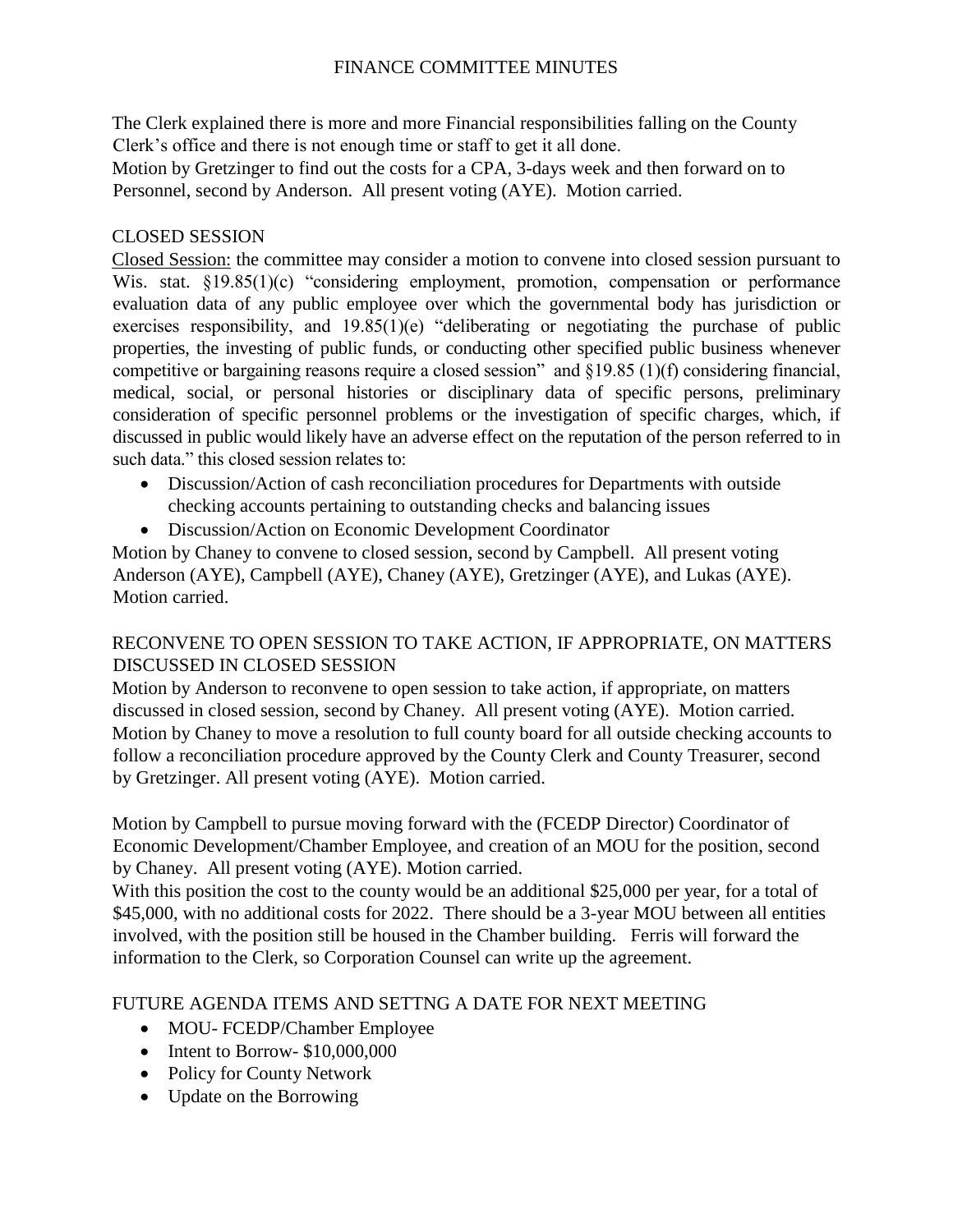# FINANCE COMMITTEE MINUTES

The Clerk explained there is more and more Financial responsibilities falling on the County Clerk's office and there is not enough time or staff to get it all done.
Motion by Gretzinger to find out the costs for a CPA, 3-days week and then forward on to Personnel, second by Anderson. All present voting (AYE). Motion carried.

## CLOSED SESSION

Closed Session: the committee may consider a motion to convene into closed session pursuant to Wis. stat. §19.85(1)(c) "considering employment, promotion, compensation or performance evaluation data of any public employee over which the governmental body has jurisdiction or exercises responsibility, and 19.85(1)(e) "deliberating or negotiating the purchase of public properties, the investing of public funds, or conducting other specified public business whenever competitive or bargaining reasons require a closed session" and §19.85 (1)(f) considering financial, medical, social, or personal histories or disciplinary data of specific persons, preliminary consideration of specific personnel problems or the investigation of specific charges, which, if discussed in public would likely have an adverse effect on the reputation of the person referred to in such data." this closed session relates to:

- Discussion/Action of cash reconciliation procedures for Departments with outside checking accounts pertaining to outstanding checks and balancing issues
- Discussion/Action on Economic Development Coordinator

Motion by Chaney to convene to closed session, second by Campbell. All present voting Anderson (AYE), Campbell (AYE), Chaney (AYE), Gretzinger (AYE), and Lukas (AYE). Motion carried.

## RECONVENE TO OPEN SESSION TO TAKE ACTION, IF APPROPRIATE, ON MATTERS DISCUSSED IN CLOSED SESSION

Motion by Anderson to reconvene to open session to take action, if appropriate, on matters discussed in closed session, second by Chaney. All present voting (AYE). Motion carried.
Motion by Chaney to move a resolution to full county board for all outside checking accounts to follow a reconciliation procedure approved by the County Clerk and County Treasurer, second by Gretzinger. All present voting (AYE). Motion carried.

Motion by Campbell to pursue moving forward with the (FCEDP Director) Coordinator of Economic Development/Chamber Employee, and creation of an MOU for the position, second by Chaney. All present voting (AYE). Motion carried.
With this position the cost to the county would be an additional $25,000 per year, for a total of $45,000, with no additional costs for 2022. There should be a 3-year MOU between all entities involved, with the position still be housed in the Chamber building. Ferris will forward the information to the Clerk, so Corporation Counsel can write up the agreement.

## FUTURE AGENDA ITEMS AND SETTNG A DATE FOR NEXT MEETING

- MOU- FCEDP/Chamber Employee
- Intent to Borrow- $10,000,000
- Policy for County Network
- Update on the Borrowing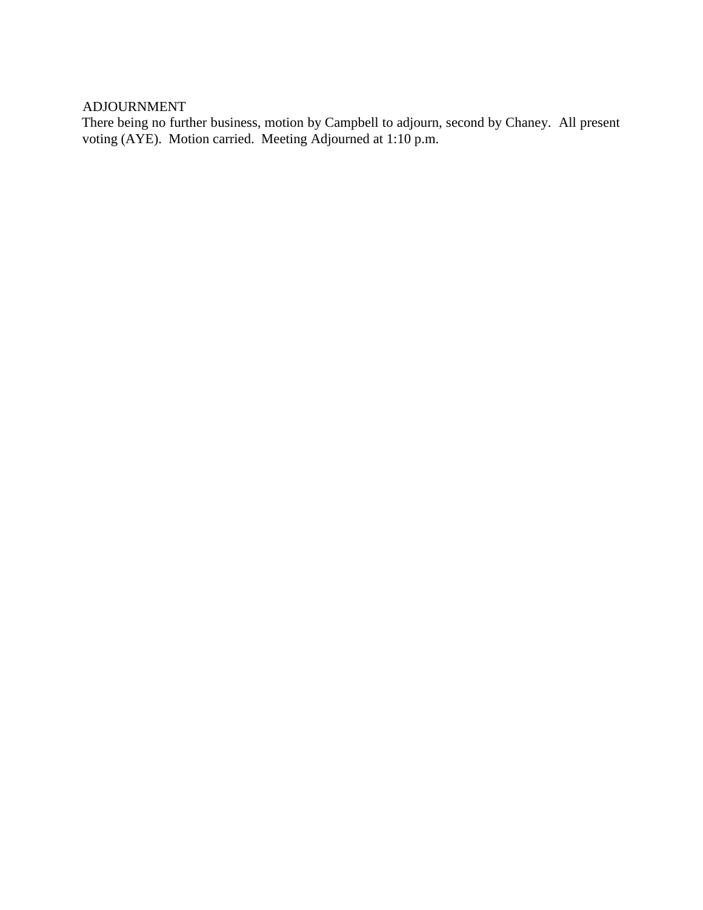ADJOURNMENT

There being no further business, motion by Campbell to adjourn, second by Chaney. All present voting (AYE). Motion carried. Meeting Adjourned at 1:10 p.m.